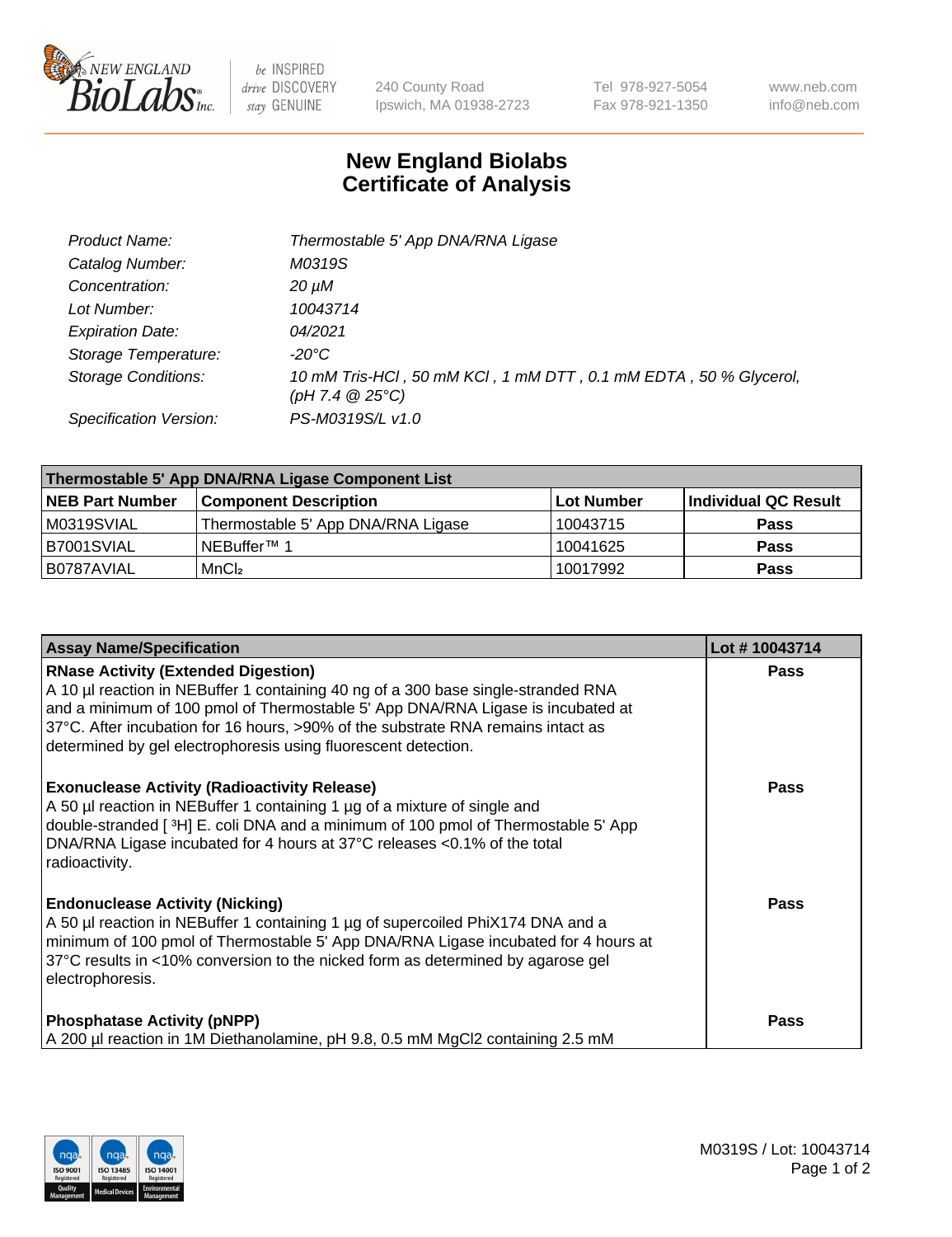# New England Biolabs Certificate of Analysis

| | |
|---|---|
| *Product Name:* | *Thermostable 5' App DNA/RNA Ligase* |
| *Catalog Number:* | *M0319S* |
| *Concentration:* | *20 µM* |
| *Lot Number:* | *10043714* |
| *Expiration Date:* | *04/2021* |
| *Storage Temperature:* | *-20°C* |
| *Storage Conditions:* | *10 mM Tris-HCl , 50 mM KCl , 1 mM DTT , 0.1 mM EDTA , 50 % Glycerol, (pH 7.4 @ 25°C)* |
| *Specification Version:* | *PS-M0319S/L v1.0* |

| Thermostable 5' App DNA/RNA Ligase Component List | | | |
|---|---|---|---|
| **NEB Part Number** | **Component Description** | **Lot Number** | **Individual QC Result** |
| M0319SVIAL | Thermostable 5' App DNA/RNA Ligase | 10043715 | **Pass** |
| B7001SVIAL | NEBuffer™ 1 | 10041625 | **Pass** |
| B0787AVIAL | $MnCl_2$ | 10017992 | **Pass** |

| Assay Name/Specification | Lot # 10043714 |
|---|---|
| **RNase Activity (Extended Digestion)**<br>A 10 µl reaction in NEBuffer 1 containing 40 ng of a 300 base single-stranded RNA and a minimum of 100 pmol of Thermostable 5' App DNA/RNA Ligase is incubated at 37°C. After incubation for 16 hours, >90% of the substrate RNA remains intact as determined by gel electrophoresis using fluorescent detection. | **Pass** |
| **Exonuclease Activity (Radioactivity Release)**<br>A 50 µl reaction in NEBuffer 1 containing 1 µg of a mixture of single and double-stranded [ $^3$H] E. coli DNA and a minimum of 100 pmol of Thermostable 5' App DNA/RNA Ligase incubated for 4 hours at 37°C releases <0.1% of the total radioactivity. | **Pass** |
| **Endonuclease Activity (Nicking)**<br>A 50 µl reaction in NEBuffer 1 containing 1 µg of supercoiled PhiX174 DNA and a minimum of 100 pmol of Thermostable 5' App DNA/RNA Ligase incubated for 4 hours at 37°C results in <10% conversion to the nicked form as determined by agarose gel electrophoresis. | **Pass** |
| **Phosphatase Activity (pNPP)**<br>A 200 µl reaction in 1M Diethanolamine, pH 9.8, 0.5 mM $MgCl_2$ containing 2.5 mM | **Pass** |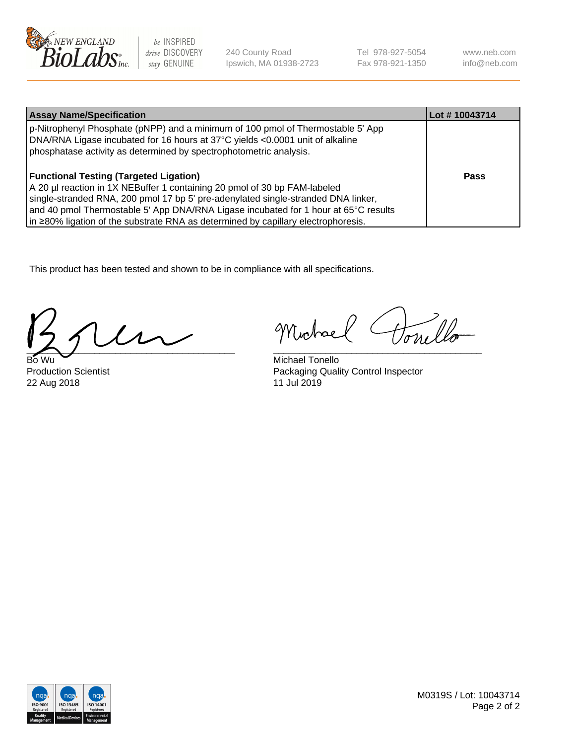New England BioLabs Inc. — be INSPIRED drive DISCOVERY stay GENUINE

240 County Road
Ipswich, MA 01938-2723

Tel 978-927-5054
Fax 978-921-1350

www.neb.com
info@neb.com

| Assay Name/Specification | Lot # 10043714 |
|---|---|
| p-Nitrophenyl Phosphate (pNPP) and a minimum of 100 pmol of Thermostable 5' App DNA/RNA Ligase incubated for 16 hours at 37°C yields <0.0001 unit of alkaline phosphatase activity as determined by spectrophotometric analysis. | |
| **Functional Testing (Targeted Ligation)** A 20 µl reaction in 1X NEBuffer 1 containing 20 pmol of 30 bp FAM-labeled single-stranded RNA, 200 pmol 17 bp 5' pre-adenylated single-stranded DNA linker, and 40 pmol Thermostable 5' App DNA/RNA Ligase incubated for 1 hour at 65°C results in ≥80% ligation of the substrate RNA as determined by capillary electrophoresis. | **Pass** |

This product has been tested and shown to be in compliance with all specifications.

Bo Wu
Production Scientist
22 Aug 2018

Michael Tonello
Packaging Quality Control Inspector
11 Jul 2019

M0319S / Lot: 10043714